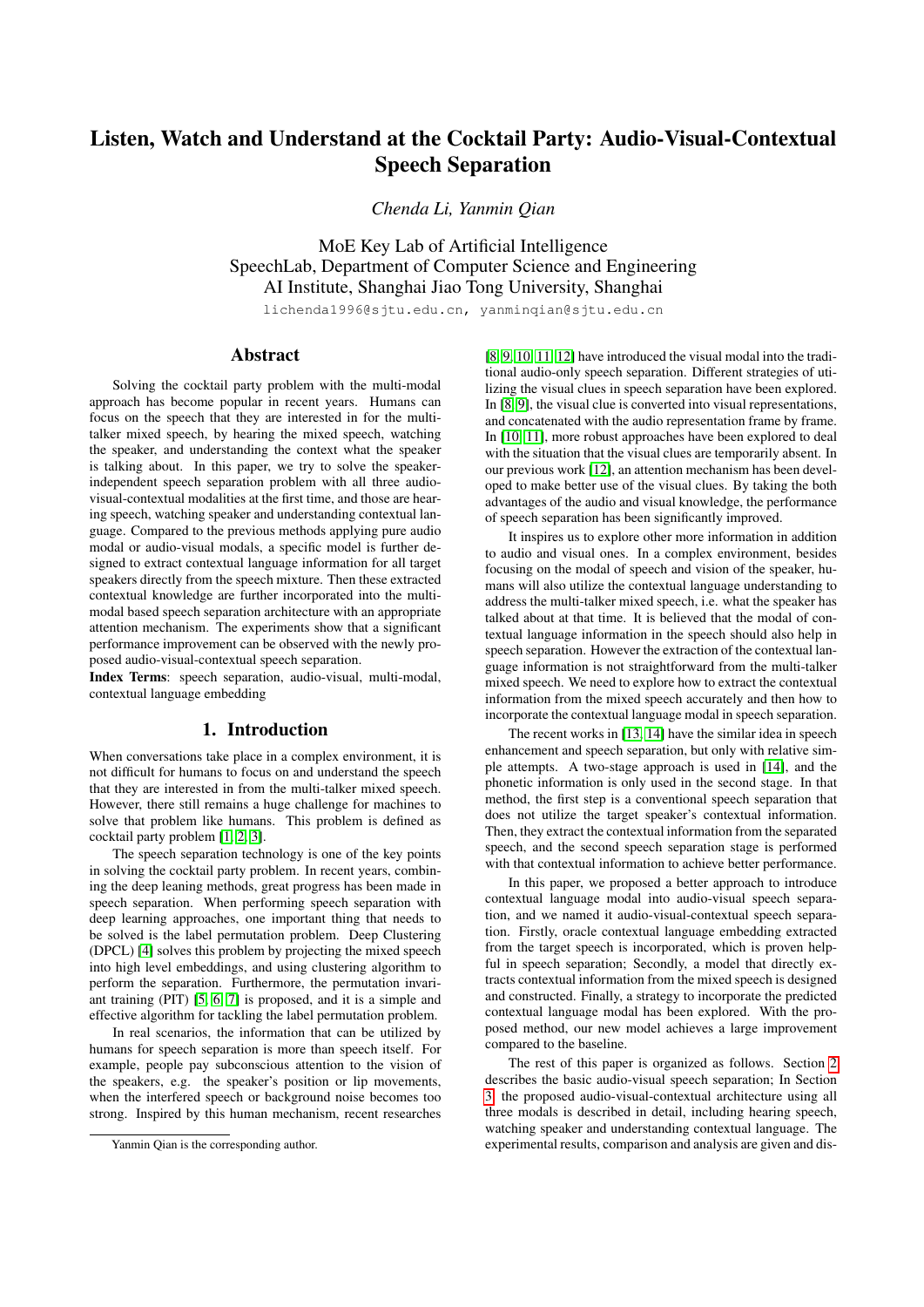# Listen, Watch and Understand at the Cocktail Party: Audio-Visual-Contextual Speech Separation

*Chenda Li, Yanmin Qian*

MoE Key Lab of Artificial Intelligence
SpeechLab, Department of Computer Science and Engineering
AI Institute, Shanghai Jiao Tong University, Shanghai

lichenda1996@sjtu.edu.cn, yanminqian@sjtu.edu.cn

## Abstract

Solving the cocktail party problem with the multi-modal approach has become popular in recent years. Humans can focus on the speech that they are interested in for the multi-talker mixed speech, by hearing the mixed speech, watching the speaker, and understanding the context what the speaker is talking about. In this paper, we try to solve the speaker-independent speech separation problem with all three audio-visual-contextual modalities at the first time, and those are hearing speech, watching speaker and understanding contextual language. Compared to the previous methods applying pure audio modal or audio-visual modals, a specific model is further designed to extract contextual language information for all target speakers directly from the speech mixture. Then these extracted contextual knowledge are further incorporated into the multi-modal based speech separation architecture with an appropriate attention mechanism. The experiments show that a significant performance improvement can be observed with the newly proposed audio-visual-contextual speech separation.

**Index Terms**: speech separation, audio-visual, multi-modal, contextual language embedding

## 1. Introduction

When conversations take place in a complex environment, it is not difficult for humans to focus on and understand the speech that they are interested in from the multi-talker mixed speech. However, there still remains a huge challenge for machines to solve that problem like humans. This problem is defined as cocktail party problem [1, 2, 3].

The speech separation technology is one of the key points in solving the cocktail party problem. In recent years, combining the deep leaning methods, great progress has been made in speech separation. When performing speech separation with deep learning approaches, one important thing that needs to be solved is the label permutation problem. Deep Clustering (DPCL) [4] solves this problem by projecting the mixed speech into high level embeddings, and using clustering algorithm to perform the separation. Furthermore, the permutation invariant training (PIT) [5, 6, 7] is proposed, and it is a simple and effective algorithm for tackling the label permutation problem.

In real scenarios, the information that can be utilized by humans for speech separation is more than speech itself. For example, people pay subconscious attention to the vision of the speakers, e.g. the speaker's position or lip movements, when the interfered speech or background noise becomes too strong. Inspired by this human mechanism, recent researches [8, 9, 10, 11, 12] have introduced the visual modal into the traditional audio-only speech separation. Different strategies of utilizing the visual clues in speech separation have been explored. In [8, 9], the visual clue is converted into visual representations, and concatenated with the audio representation frame by frame. In [10, 11], more robust approaches have been explored to deal with the situation that the visual clues are temporarily absent. In our previous work [12], an attention mechanism has been developed to make better use of the visual clues. By taking the both advantages of the audio and visual knowledge, the performance of speech separation has been significantly improved.

It inspires us to explore other more information in addition to audio and visual ones. In a complex environment, besides focusing on the modal of speech and vision of the speaker, humans will also utilize the contextual language understanding to address the multi-talker mixed speech, i.e. what the speaker has talked about at that time. It is believed that the modal of contextual language information in the speech should also help in speech separation. However the extraction of the contextual language information is not straightforward from the multi-talker mixed speech. We need to explore how to extract the contextual information from the mixed speech accurately and then how to incorporate the contextual language modal in speech separation.

The recent works in [13, 14] have the similar idea in speech enhancement and speech separation, but only with relative simple attempts. A two-stage approach is used in [14], and the phonetic information is only used in the second stage. In that method, the first step is a conventional speech separation that does not utilize the target speaker's contextual information. Then, they extract the contextual information from the separated speech, and the second speech separation stage is performed with that contextual information to achieve better performance.

In this paper, we proposed a better approach to introduce contextual language modal into audio-visual speech separation, and we named it audio-visual-contextual speech separation. Firstly, oracle contextual language embedding extracted from the target speech is incorporated, which is proven helpful in speech separation; Secondly, a model that directly extracts contextual information from the mixed speech is designed and constructed. Finally, a strategy to incorporate the predicted contextual language modal has been explored. With the proposed method, our new model achieves a large improvement compared to the baseline.

The rest of this paper is organized as follows. Section 2 describes the basic audio-visual speech separation; In Section 3, the proposed audio-visual-contextual architecture using all three modals is described in detail, including hearing speech, watching speaker and understanding contextual language. The experimental results, comparison and analysis are given and dis-

Yanmin Qian is the corresponding author.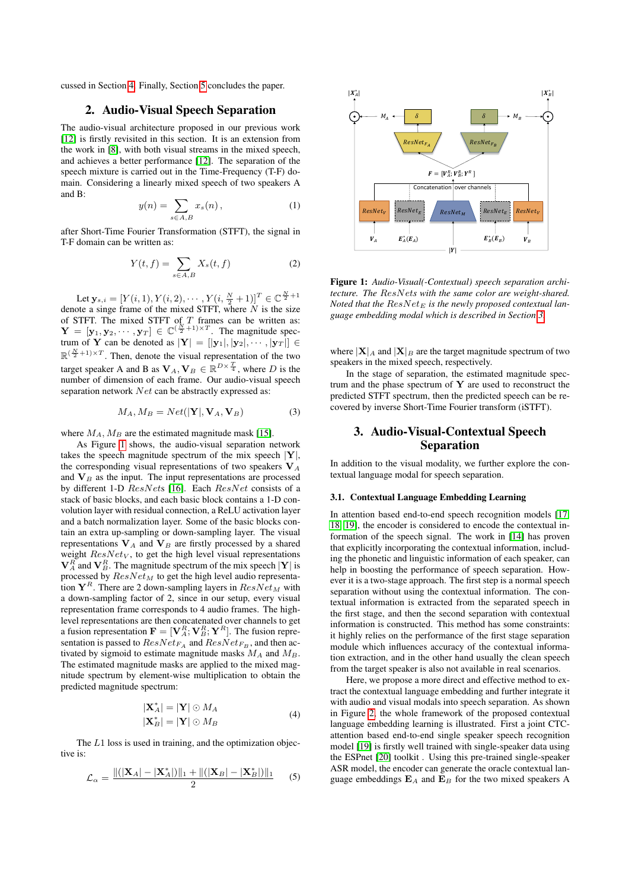cussed in Section 4. Finally, Section 5 concludes the paper.

## 2. Audio-Visual Speech Separation

The audio-visual architecture proposed in our previous work [12] is firstly revisited in this section. It is an extension from the work in [8], with both visual streams in the mixed speech, and achieves a better performance [12]. The separation of the speech mixture is carried out in the Time-Frequency (T-F) domain. Considering a linearly mixed speech of two speakers A and B:

$$y(n) = \sum_{s \in A,B} x_s(n)\,, \tag{1}$$

after Short-Time Fourier Transformation (STFT), the signal in T-F domain can be written as:

$$Y(t,f) = \sum_{s \in A,B} X_s(t,f) \tag{2}$$

Let $\mathbf{y}_{s,i} = [Y(i,1), Y(i,2), \cdots, Y(i, \frac{N}{2}+1)]^T \in \mathbb{C}^{\frac{N}{2}+1}$ denote a singe frame of the mixed STFT, where $N$ is the size of STFT. The mixed STFT of $T$ frames can be written as: $\mathbf{Y} = [\mathbf{y}_1, \mathbf{y}_2, \cdots, \mathbf{y}_T] \in \mathbb{C}^{(\frac{N}{2}+1)\times T}$. The magnitude spectrum of $\mathbf{Y}$ can be denoted as $|\mathbf{Y}| = [|\mathbf{y}_1|, |\mathbf{y}_2|, \cdots, |\mathbf{y}_T|] \in \mathbb{R}^{(\frac{N}{2}+1)\times T}$. Then, denote the visual representation of the two target speaker A and B as $\mathbf{V}_A, \mathbf{V}_B \in \mathbb{R}^{D \times \frac{T}{4}}$, where $D$ is the number of dimension of each frame. Our audio-visual speech separation network $Net$ can be abstractly expressed as:

$$M_A, M_B = Net(|\mathbf{Y}|, \mathbf{V}_A, \mathbf{V}_B) \tag{3}$$

where $M_A, M_B$ are the estimated magnitude mask [15].

As Figure 1 shows, the audio-visual separation network takes the speech magnitude spectrum of the mix speech $|\mathbf{Y}|$, the corresponding visual representations of two speakers $\mathbf{V}_A$ and $\mathbf{V}_B$ as the input. The input representations are processed by different 1-D *ResNets* [16]. Each *ResNet* consists of a stack of basic blocks, and each basic block contains a 1-D convolution layer with residual connection, a ReLU activation layer and a batch normalization layer. Some of the basic blocks contain an extra up-sampling or down-sampling layer. The visual representations $\mathbf{V}_A$ and $\mathbf{V}_B$ are firstly processed by a shared weight $ResNet_V$, to get the high level visual representations $\mathbf{V}_A^R$ and $\mathbf{V}_B^R$. The magnitude spectrum of the mix speech $|\mathbf{Y}|$ is processed by $ResNet_M$ to get the high level audio representation $\mathbf{Y}^R$. There are 2 down-sampling layers in $ResNet_M$ with a down-sampling factor of 2, since in our setup, every visual representation frame corresponds to 4 audio frames. The high-level representations are then concatenated over channels to get a fusion representation $\mathbf{F} = [\mathbf{V}_A^R; \mathbf{V}_B^R; \mathbf{Y}^R]$. The fusion representation is passed to $ResNet_{F_A}$ and $ResNet_{F_B}$, and then activated by sigmoid to estimate magnitude masks $M_A$ and $M_B$. The estimated magnitude masks are applied to the mixed magnitude spectrum by element-wise multiplication to obtain the predicted magnitude spectrum:

$$\begin{aligned} |\mathbf{X}_A^*| &= |\mathbf{Y}| \odot M_A \\ |\mathbf{X}_B^*| &= |\mathbf{Y}| \odot M_B \end{aligned} \tag{4}$$

The $L1$ loss is used in training, and the optimization objective is:

$$\mathcal{L}_\alpha = \frac{\|(|\mathbf{X}_A| - |\mathbf{X}_A^*|)\|_1 + \|(|\mathbf{X}_B| - |\mathbf{X}_B^*|)\|_1}{2} \tag{5}$$

**Figure 1:** *Audio-Visual(-Contextual) speech separation architecture. The ResNets with the same color are weight-shared. Noted that the $ResNet_E$ is the newly proposed contextual language embedding modal which is described in Section 3.*

where $|\mathbf{X}|_A$ and $|\mathbf{X}|_B$ are the target magnitude spectrum of two speakers in the mixed speech, respectively.

In the stage of separation, the estimated magnitude spectrum and the phase spectrum of $\mathbf{Y}$ are used to reconstruct the predicted STFT spectrum, then the predicted speech can be recovered by inverse Short-Time Fourier transform (iSTFT).

## 3. Audio-Visual-Contextual Speech Separation

In addition to the visual modality, we further explore the contextual language modal for speech separation.

### 3.1. Contextual Language Embedding Learning

In attention based end-to-end speech recognition models [17, 18, 19], the encoder is considered to encode the contextual information of the speech signal. The work in [14] has proven that explicitly incorporating the contextual information, including the phonetic and linguistic information of each speaker, can help in boosting the performance of speech separation. However it is a two-stage approach. The first step is a normal speech separation without using the contextual information. The contextual information is extracted from the separated speech in the first stage, and then the second separation with contextual information is constructed. This method has some constraints: it highly relies on the performance of the first stage separation module which influences accuracy of the contextual information extraction, and in the other hand usually the clean speech from the target speaker is also not available in real scenarios.

Here, we propose a more direct and effective method to extract the contextual language embedding and further integrate it with audio and visual modals into speech separation. As shown in Figure 2, the whole framework of the proposed contextual language embedding learning is illustrated. First a joint CTC-attention based end-to-end single speaker speech recognition model [19] is firstly well trained with single-speaker data using the ESPnet [20] toolkit . Using this pre-trained single-speaker ASR model, the encoder can generate the oracle contextual language embeddings $\mathbf{E}_A$ and $\mathbf{E}_B$ for the two mixed speakers A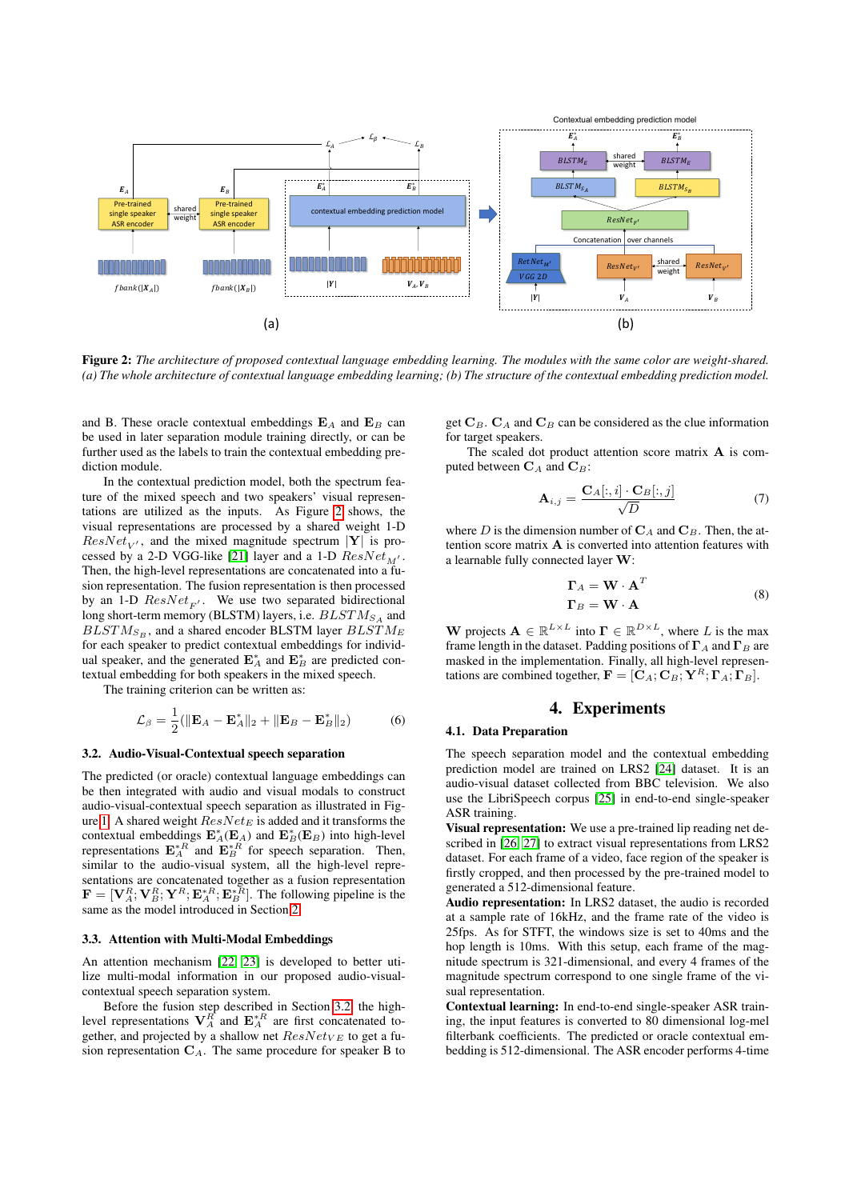**Figure 2:** *The architecture of proposed contextual language embedding learning. The modules with the same color are weight-shared. (a) The whole architecture of contextual language embedding learning; (b) The structure of the contextual embedding prediction model.*

and B. These oracle contextual embeddings $\mathbf{E}_A$ and $\mathbf{E}_B$ can be used in later separation module training directly, or can be further used as the labels to train the contextual embedding prediction module.

In the contextual prediction model, both the spectrum feature of the mixed speech and two speakers' visual representations are utilized as the inputs. As Figure 2 shows, the visual representations are processed by a shared weight 1-D $ResNet_{V'}$, and the mixed magnitude spectrum $|\mathbf{Y}|$ is processed by a 2-D VGG-like [21] layer and a 1-D $ResNet_{M'}$. Then, the high-level representations are concatenated into a fusion representation. The fusion representation is then processed by an 1-D $ResNet_{F'}$. We use two separated bidirectional long short-term memory (BLSTM) layers, i.e. $BLSTM_{S_A}$ and $BLSTM_{S_B}$, and a shared encoder BLSTM layer $BLSTM_E$ for each speaker to predict contextual embeddings for individual speaker, and the generated $\mathbf{E}^*_A$ and $\mathbf{E}^*_B$ are predicted contextual embedding for both speakers in the mixed speech.

The training criterion can be written as:

$$\mathcal{L}_\beta = \frac{1}{2}(\|\mathbf{E}_A - \mathbf{E}^*_A\|_2 + \|\mathbf{E}_B - \mathbf{E}^*_B\|_2) \tag{6}$$

### 3.2. Audio-Visual-Contextual speech separation

The predicted (or oracle) contextual language embeddings can be then integrated with audio and visual modals to construct audio-visual-contextual speech separation as illustrated in Figure 1. A shared weight $ResNet_E$ is added and it transforms the contextual embeddings $\mathbf{E}^*_A(\mathbf{E}_A)$ and $\mathbf{E}^*_B(\mathbf{E}_B)$ into high-level representations $\mathbf{E}^{*R}_A$ and $\mathbf{E}^{*R}_B$ for speech separation. Then, similar to the audio-visual system, all the high-level representations are concatenated together as a fusion representation $\mathbf{F} = [\mathbf{V}^R_A; \mathbf{V}^R_B; \mathbf{Y}^R; \mathbf{E}^{*R}_A; \mathbf{E}^{*R}_B]$. The following pipeline is the same as the model introduced in Section 2.

### 3.3. Attention with Multi-Modal Embeddings

An attention mechanism [22] [23] is developed to better utilize multi-modal information in our proposed audio-visual-contextual speech separation system.

Before the fusion step described in Section 3.2, the high-level representations $\mathbf{V}^R_A$ and $\mathbf{E}^{*R}_A$ are first concatenated together, and projected by a shallow net $ResNet_{VE}$ to get a fusion representation $\mathbf{C}_A$. The same procedure for speaker B to get $\mathbf{C}_B$. $\mathbf{C}_A$ and $\mathbf{C}_B$ can be considered as the clue information for target speakers.

The scaled dot product attention score matrix $\mathbf{A}$ is computed between $\mathbf{C}_A$ and $\mathbf{C}_B$:

$$\mathbf{A}_{i,j} = \frac{\mathbf{C}_A[:,i] \cdot \mathbf{C}_B[:,j]}{\sqrt{D}} \tag{7}$$

where $D$ is the dimension number of $\mathbf{C}_A$ and $\mathbf{C}_B$. Then, the attention score matrix $\mathbf{A}$ is converted into attention features with a learnable fully connected layer $\mathbf{W}$:

$$\begin{aligned} \mathbf{\Gamma}_A &= \mathbf{W} \cdot \mathbf{A}^T \\ \mathbf{\Gamma}_B &= \mathbf{W} \cdot \mathbf{A} \end{aligned} \tag{8}$$

$\mathbf{W}$ projects $\mathbf{A} \in \mathbb{R}^{L \times L}$ into $\mathbf{\Gamma} \in \mathbb{R}^{D \times L}$, where $L$ is the max frame length in the dataset. Padding positions of $\mathbf{\Gamma}_A$ and $\mathbf{\Gamma}_B$ are masked in the implementation. Finally, all high-level representations are combined together, $\mathbf{F} = [\mathbf{C}_A; \mathbf{C}_B; \mathbf{Y}^R; \mathbf{\Gamma}_A; \mathbf{\Gamma}_B]$.

## 4. Experiments

### 4.1. Data Preparation

The speech separation model and the contextual embedding prediction model are trained on LRS2 [24] dataset. It is an audio-visual dataset collected from BBC television. We also use the LibriSpeech corpus [25] in end-to-end single-speaker ASR training.

**Visual representation:** We use a pre-trained lip reading net described in [26, 27] to extract visual representations from LRS2 dataset. For each frame of a video, face region of the speaker is firstly cropped, and then processed by the pre-trained model to generated a 512-dimensional feature.

**Audio representation:** In LRS2 dataset, the audio is recorded at a sample rate of 16kHz, and the frame rate of the video is 25fps. As for STFT, the windows size is set to 40ms and the hop length is 10ms. With this setup, each frame of the magnitude spectrum is 321-dimensional, and every 4 frames of the magnitude spectrum correspond to one single frame of the visual representation.

**Contextual learning:** In end-to-end single-speaker ASR training, the input features is converted to 80 dimensional log-mel filterbank coefficients. The predicted or oracle contextual embedding is 512-dimensional. The ASR encoder performs 4-time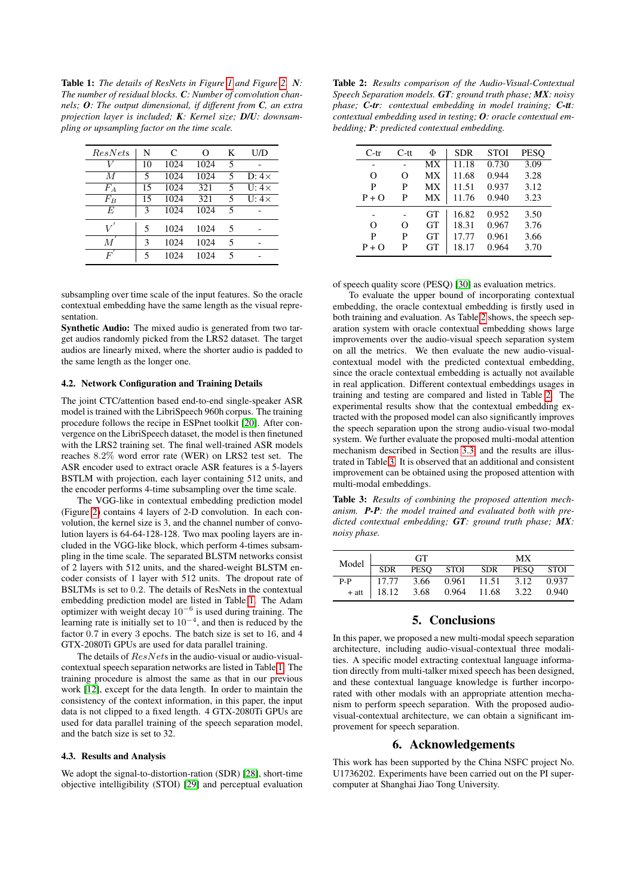**Table 1:** *The details of ResNets in Figure 1 and Figure 2. **N**: The number of residual blocks. **C**: Number of convolution channels; **O**: The output dimensional, if different from **C**, an extra projection layer is included; **K**: Kernel size; **D/U**: downsampling or upsampling factor on the time scale.*

| $ResNets$ | N | C | O | K | U/D |
|---|---|---|---|---|---|
| $V$ | 10 | 1024 | 1024 | 5 | - |
| $M$ | 5 | 1024 | 1024 | 5 | D: 4× |
| $F_A$ | 15 | 1024 | 321 | 5 | U: 4× |
| $F_B$ | 15 | 1024 | 321 | 5 | U: 4× |
| $E$ | 3 | 1024 | 1024 | 5 | - |
| $V^{'}$ | 5 | 1024 | 1024 | 5 | - |
| $M^{'}$ | 3 | 1024 | 1024 | 5 | - |
| $F^{'}$ | 5 | 1024 | 1024 | 5 | - |

subsampling over time scale of the input features. So the oracle contextual embedding have the same length as the visual representation.

**Synthetic Audio:** The mixed audio is generated from two target audios randomly picked from the LRS2 dataset. The target audios are linearly mixed, where the shorter audio is padded to the same length as the longer one.

### 4.2. Network Configuration and Training Details

The joint CTC/attention based end-to-end single-speaker ASR model is trained with the LibriSpeech 960h corpus. The training procedure follows the recipe in ESPnet toolkit [20]. After convergence on the LibriSpeech dataset, the model is then finetuned with the LRS2 training set. The final well-trained ASR models reaches 8.2% word error rate (WER) on LRS2 test set. The ASR encoder used to extract oracle ASR features is a 5-layers BSTLM with projection, each layer containing 512 units, and the encoder performs 4-time subsampling over the time scale.

The VGG-like in contextual embedding prediction model (Figure 2) contains 4 layers of 2-D convolution. In each convolution, the kernel size is 3, and the channel number of convolution layers is 64-64-128-128. Two max pooling layers are included in the VGG-like block, which perform 4-times subsampling in the time scale. The separated BLSTM networks consist of 2 layers with 512 units, and the shared-weight BLSTM encoder consists of 1 layer with 512 units. The dropout rate of BSLTMs is set to 0.2. The details of ResNets in the contextual embedding prediction model are listed in Table 1. The Adam optimizer with weight decay $10^{-6}$ is used during training. The learning rate is initially set to $10^{-4}$, and then is reduced by the factor 0.7 in every 3 epochs. The batch size is set to 16, and 4 GTX-2080Ti GPUs are used for data parallel training.

The details of $ResNets$ in the audio-visual or audio-visual-contextual speech separation networks are listed in Table 1. The training procedure is almost the same as that in our previous work [12], except for the data length. In order to maintain the consistency of the context information, in this paper, the input data is not clipped to a fixed length. 4 GTX-2080Ti GPUs are used for data parallel training of the speech separation model, and the batch size is set to 32.

### 4.3. Results and Analysis

We adopt the signal-to-distortion-ration (SDR) [28], short-time objective intelligibility (STOI) [29] and perceptual evaluation of speech quality score (PESQ) [30] as evaluation metrics.

To evaluate the upper bound of incorporating contextual embedding, the oracle contextual embedding is firstly used in both training and evaluation. As Table 2 shows, the speech separation system with oracle contextual embedding shows large improvements over the audio-visual speech separation system on all the metrics. We then evaluate the new audio-visual-contextual model with the predicted contextual embedding, since the oracle contextual embedding is actually not available in real application. Different contextual embeddings usages in training and testing are compared and listed in Table 2. The experimental results show that the contextual embedding extracted with the proposed model can also significantly improves the speech separation upon the strong audio-visual two-modal system. We further evaluate the proposed multi-modal attention mechanism described in Section 3.3, and the results are illustrated in Table 3. It is observed that an additional and consistent improvement can be obtained using the proposed attention with multi-modal embeddings.

**Table 2:** *Results comparison of the Audio-Visual-Contextual Speech Separation models. **GT**: ground truth phase; **MX**: noisy phase; **C-tr**: contextual embedding in model training; **C-tt**: contextual embedding used in testing; **O**: oracle contextual embedding; **P**: predicted contextual embedding.*

| C-tr | C-tt | Φ | SDR | STOI | PESQ |
|---|---|---|---|---|---|
| - | - | MX | 11.18 | 0.730 | 3.09 |
| O | O | MX | 11.68 | 0.944 | 3.28 |
| P | P | MX | 11.51 | 0.937 | 3.12 |
| P + O | P | MX | 11.76 | 0.940 | 3.23 |
| - | - | GT | 16.82 | 0.952 | 3.50 |
| O | O | GT | 18.31 | 0.967 | 3.76 |
| P | P | GT | 17.77 | 0.961 | 3.66 |
| P + O | P | GT | 18.17 | 0.964 | 3.70 |

**Table 3:** *Results of combining the proposed attention mechanism. **P-P**: the model trained and evaluated both with predicted contextual embedding; **GT**: ground truth phase; **MX**: noisy phase.*

| Model | GT | | | MX | | |
|---|---|---|---|---|---|---|
| | SDR | PESQ | STOI | SDR | PESQ | STOI |
| P-P | 17.77 | 3.66 | 0.961 | 11.51 | 3.12 | 0.937 |
| + att | 18.12 | 3.68 | 0.964 | 11.68 | 3.22 | 0.940 |

## 5. Conclusions

In this paper, we proposed a new multi-modal speech separation architecture, including audio-visual-contextual three modalities. A specific model extracting contextual language information directly from multi-talker mixed speech has been designed, and these contextual language knowledge is further incorporated with other modals with an appropriate attention mechanism to perform speech separation. With the proposed audio-visual-contextual architecture, we can obtain a significant improvement for speech separation.

## 6. Acknowledgements

This work has been supported by the China NSFC project No. U1736202. Experiments have been carried out on the PI supercomputer at Shanghai Jiao Tong University.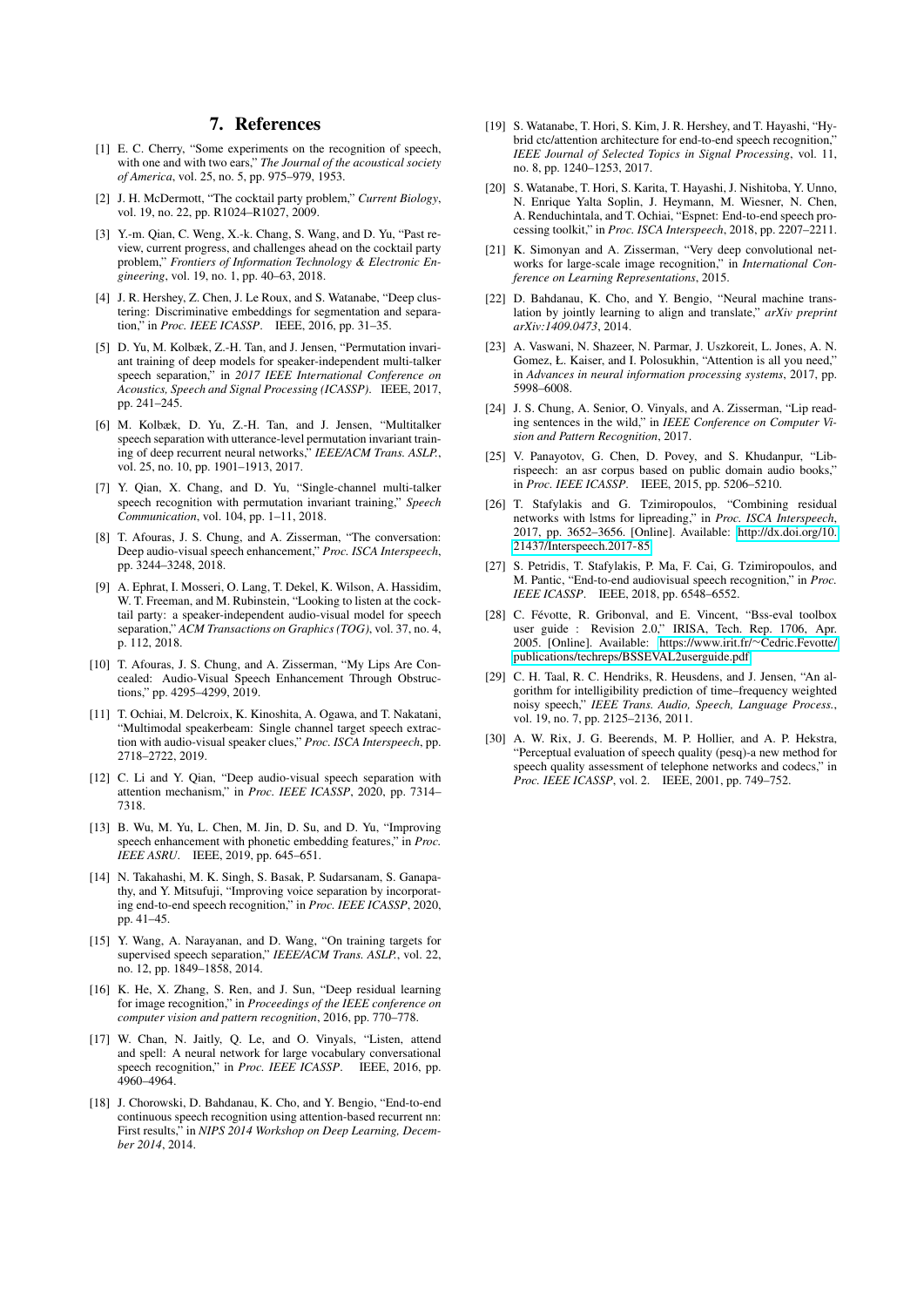## 7. References

[1] E. C. Cherry, "Some experiments on the recognition of speech, with one and with two ears," *The Journal of the acoustical society of America*, vol. 25, no. 5, pp. 975–979, 1953.

[2] J. H. McDermott, "The cocktail party problem," *Current Biology*, vol. 19, no. 22, pp. R1024–R1027, 2009.

[3] Y.-m. Qian, C. Weng, X.-k. Chang, S. Wang, and D. Yu, "Past review, current progress, and challenges ahead on the cocktail party problem," *Frontiers of Information Technology & Electronic Engineering*, vol. 19, no. 1, pp. 40–63, 2018.

[4] J. R. Hershey, Z. Chen, J. Le Roux, and S. Watanabe, "Deep clustering: Discriminative embeddings for segmentation and separation," in *Proc. IEEE ICASSP*. IEEE, 2016, pp. 31–35.

[5] D. Yu, M. Kolbæk, Z.-H. Tan, and J. Jensen, "Permutation invariant training of deep models for speaker-independent multi-talker speech separation," in *2017 IEEE International Conference on Acoustics, Speech and Signal Processing (ICASSP)*. IEEE, 2017, pp. 241–245.

[6] M. Kolbæk, D. Yu, Z.-H. Tan, and J. Jensen, "Multitalker speech separation with utterance-level permutation invariant training of deep recurrent neural networks," *IEEE/ACM Trans. ASLP.*, vol. 25, no. 10, pp. 1901–1913, 2017.

[7] Y. Qian, X. Chang, and D. Yu, "Single-channel multi-talker speech recognition with permutation invariant training," *Speech Communication*, vol. 104, pp. 1–11, 2018.

[8] T. Afouras, J. S. Chung, and A. Zisserman, "The conversation: Deep audio-visual speech enhancement," *Proc. ISCA Interspeech*, pp. 3244–3248, 2018.

[9] A. Ephrat, I. Mosseri, O. Lang, T. Dekel, K. Wilson, A. Hassidim, W. T. Freeman, and M. Rubinstein, "Looking to listen at the cocktail party: a speaker-independent audio-visual model for speech separation," *ACM Transactions on Graphics (TOG)*, vol. 37, no. 4, p. 112, 2018.

[10] T. Afouras, J. S. Chung, and A. Zisserman, "My Lips Are Concealed: Audio-Visual Speech Enhancement Through Obstructions," pp. 4295–4299, 2019.

[11] T. Ochiai, M. Delcroix, K. Kinoshita, A. Ogawa, and T. Nakatani, "Multimodal speakerbeam: Single channel target speech extraction with audio-visual speaker clues," *Proc. ISCA Interspeech*, pp. 2718–2722, 2019.

[12] C. Li and Y. Qian, "Deep audio-visual speech separation with attention mechanism," in *Proc. IEEE ICASSP*, 2020, pp. 7314–7318.

[13] B. Wu, M. Yu, L. Chen, M. Jin, D. Su, and D. Yu, "Improving speech enhancement with phonetic embedding features," in *Proc. IEEE ASRU*. IEEE, 2019, pp. 645–651.

[14] N. Takahashi, M. K. Singh, S. Basak, P. Sudarsanam, S. Ganapathy, and Y. Mitsufuji, "Improving voice separation by incorporating end-to-end speech recognition," in *Proc. IEEE ICASSP*, 2020, pp. 41–45.

[15] Y. Wang, A. Narayanan, and D. Wang, "On training targets for supervised speech separation," *IEEE/ACM Trans. ASLP.*, vol. 22, no. 12, pp. 1849–1858, 2014.

[16] K. He, X. Zhang, S. Ren, and J. Sun, "Deep residual learning for image recognition," in *Proceedings of the IEEE conference on computer vision and pattern recognition*, 2016, pp. 770–778.

[17] W. Chan, N. Jaitly, Q. Le, and O. Vinyals, "Listen, attend and spell: A neural network for large vocabulary conversational speech recognition," in *Proc. IEEE ICASSP*. IEEE, 2016, pp. 4960–4964.

[18] J. Chorowski, D. Bahdanau, K. Cho, and Y. Bengio, "End-to-end continuous speech recognition using attention-based recurrent nn: First results," in *NIPS 2014 Workshop on Deep Learning, December 2014*, 2014.

[19] S. Watanabe, T. Hori, S. Kim, J. R. Hershey, and T. Hayashi, "Hybrid ctc/attention architecture for end-to-end speech recognition," *IEEE Journal of Selected Topics in Signal Processing*, vol. 11, no. 8, pp. 1240–1253, 2017.

[20] S. Watanabe, T. Hori, S. Karita, T. Hayashi, J. Nishitoba, Y. Unno, N. Enrique Yalta Soplin, J. Heymann, M. Wiesner, N. Chen, A. Renduchintala, and T. Ochiai, "Espnet: End-to-end speech processing toolkit," in *Proc. ISCA Interspeech*, 2018, pp. 2207–2211.

[21] K. Simonyan and A. Zisserman, "Very deep convolutional networks for large-scale image recognition," in *International Conference on Learning Representations*, 2015.

[22] D. Bahdanau, K. Cho, and Y. Bengio, "Neural machine translation by jointly learning to align and translate," *arXiv preprint arXiv:1409.0473*, 2014.

[23] A. Vaswani, N. Shazeer, N. Parmar, J. Uszkoreit, L. Jones, A. N. Gomez, Ł. Kaiser, and I. Polosukhin, "Attention is all you need," in *Advances in neural information processing systems*, 2017, pp. 5998–6008.

[24] J. S. Chung, A. Senior, O. Vinyals, and A. Zisserman, "Lip reading sentences in the wild," in *IEEE Conference on Computer Vision and Pattern Recognition*, 2017.

[25] V. Panayotov, G. Chen, D. Povey, and S. Khudanpur, "Librispeech: an asr corpus based on public domain audio books," in *Proc. IEEE ICASSP*. IEEE, 2015, pp. 5206–5210.

[26] T. Stafylakis and G. Tzimiropoulos, "Combining residual networks with lstms for lipreading," in *Proc. ISCA Interspeech*, 2017, pp. 3652–3656. [Online]. Available: http://dx.doi.org/10.21437/Interspeech.2017-85

[27] S. Petridis, T. Stafylakis, P. Ma, F. Cai, G. Tzimiropoulos, and M. Pantic, "End-to-end audiovisual speech recognition," in *Proc. IEEE ICASSP*. IEEE, 2018, pp. 6548–6552.

[28] C. Févotte, R. Gribonval, and E. Vincent, "Bss-eval toolbox user guide : Revision 2.0," IRISA, Tech. Rep. 1706, Apr. 2005. [Online]. Available: https://www.irit.fr/~Cedric.Fevotte/publications/techreps/BSSEVAL2userguide.pdf

[29] C. H. Taal, R. C. Hendriks, R. Heusdens, and J. Jensen, "An algorithm for intelligibility prediction of time–frequency weighted noisy speech," *IEEE Trans. Audio, Speech, Language Process.*, vol. 19, no. 7, pp. 2125–2136, 2011.

[30] A. W. Rix, J. G. Beerends, M. P. Hollier, and A. P. Hekstra, "Perceptual evaluation of speech quality (pesq)-a new method for speech quality assessment of telephone networks and codecs," in *Proc. IEEE ICASSP*, vol. 2. IEEE, 2001, pp. 749–752.